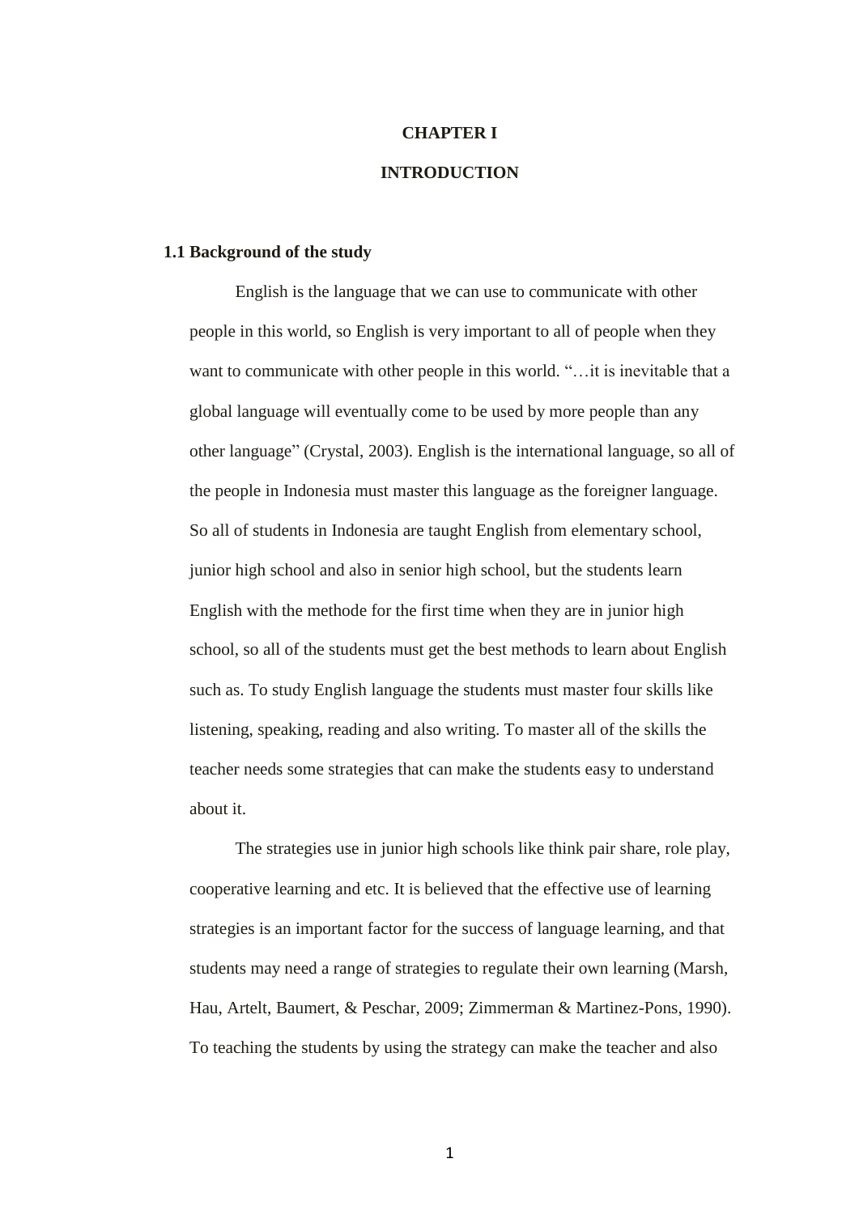# CHAPTER I

# INTRODUCTION

## 1.1 Background of the study

English is the language that we can use to communicate with other people in this world, so English is very important to all of people when they want to communicate with other people in this world. "…it is inevitable that a global language will eventually come to be used by more people than any other language" (Crystal, 2003). English is the international language, so all of the people in Indonesia must master this language as the foreigner language. So all of students in Indonesia are taught English from elementary school, junior high school and also in senior high school, but the students learn English with the methode for the first time when they are in junior high school, so all of the students must get the best methods to learn about English such as. To study English language the students must master four skills like listening, speaking, reading and also writing. To master all of the skills the teacher needs some strategies that can make the students easy to understand about it.

The strategies use in junior high schools like think pair share, role play, cooperative learning and etc. It is believed that the effective use of learning strategies is an important factor for the success of language learning, and that students may need a range of strategies to regulate their own learning (Marsh, Hau, Artelt, Baumert, & Peschar, 2009; Zimmerman & Martinez-Pons, 1990). To teaching the students by using the strategy can make the teacher and also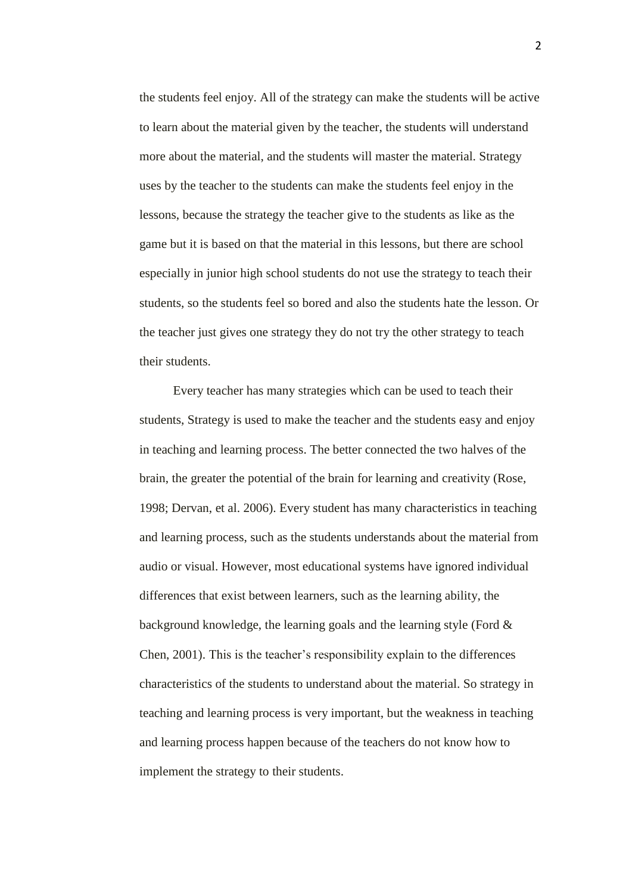the students feel enjoy. All of the strategy can make the students will be active to learn about the material given by the teacher, the students will understand more about the material, and the students will master the material. Strategy uses by the teacher to the students can make the students feel enjoy in the lessons, because the strategy the teacher give to the students as like as the game but it is based on that the material in this lessons, but there are school especially in junior high school students do not use the strategy to teach their students, so the students feel so bored and also the students hate the lesson. Or the teacher just gives one strategy they do not try the other strategy to teach their students.

Every teacher has many strategies which can be used to teach their students, Strategy is used to make the teacher and the students easy and enjoy in teaching and learning process. The better connected the two halves of the brain, the greater the potential of the brain for learning and creativity (Rose, 1998; Dervan, et al. 2006). Every student has many characteristics in teaching and learning process, such as the students understands about the material from audio or visual. However, most educational systems have ignored individual differences that exist between learners, such as the learning ability, the background knowledge, the learning goals and the learning style (Ford & Chen, 2001). This is the teacher's responsibility explain to the differences characteristics of the students to understand about the material. So strategy in teaching and learning process is very important, but the weakness in teaching and learning process happen because of the teachers do not know how to implement the strategy to their students.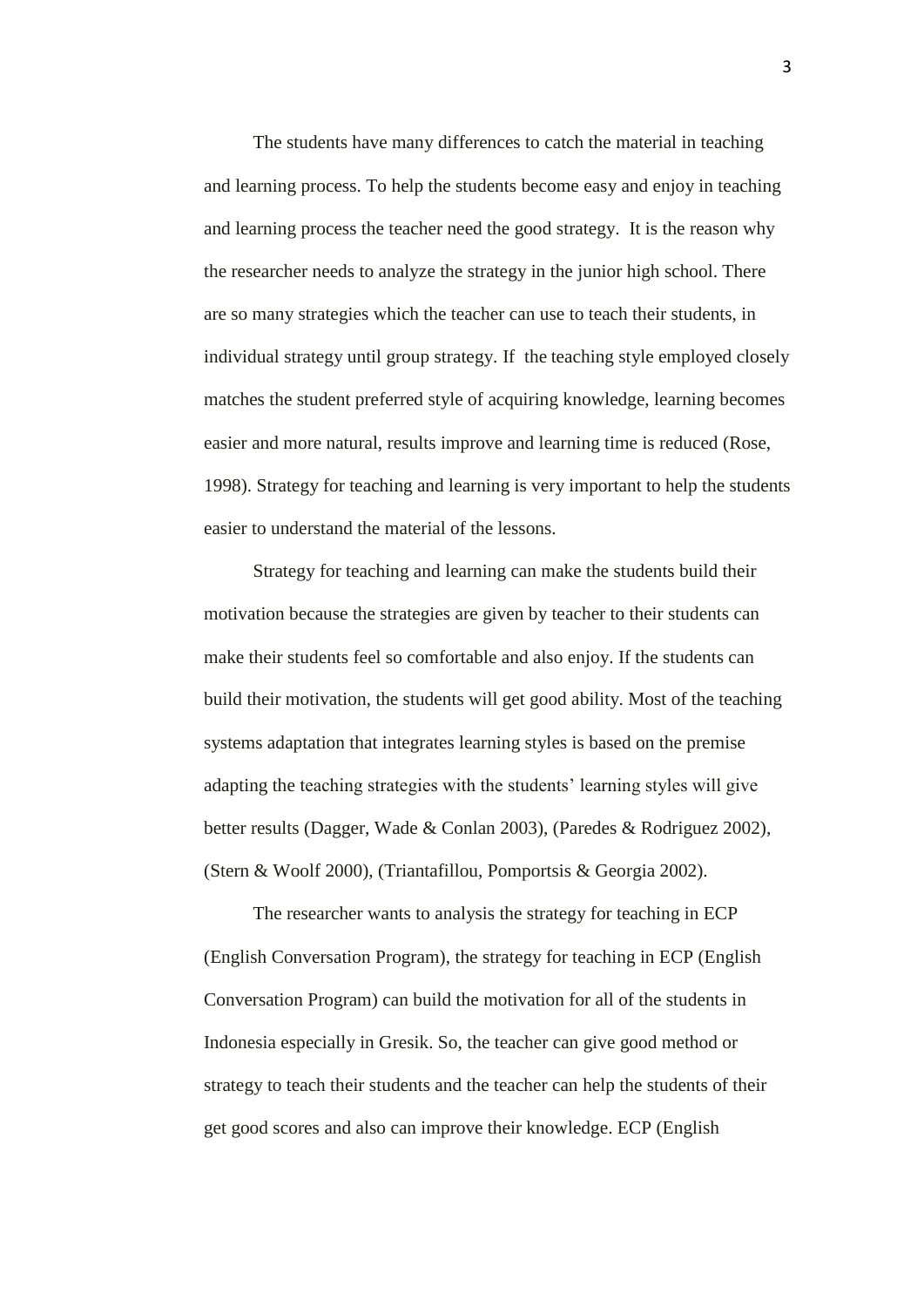The students have many differences to catch the material in teaching and learning process. To help the students become easy and enjoy in teaching and learning process the teacher need the good strategy. It is the reason why the researcher needs to analyze the strategy in the junior high school. There are so many strategies which the teacher can use to teach their students, in individual strategy until group strategy. If the teaching style employed closely matches the student preferred style of acquiring knowledge, learning becomes easier and more natural, results improve and learning time is reduced (Rose, 1998). Strategy for teaching and learning is very important to help the students easier to understand the material of the lessons.

Strategy for teaching and learning can make the students build their motivation because the strategies are given by teacher to their students can make their students feel so comfortable and also enjoy. If the students can build their motivation, the students will get good ability. Most of the teaching systems adaptation that integrates learning styles is based on the premise adapting the teaching strategies with the students' learning styles will give better results (Dagger, Wade & Conlan 2003), (Paredes & Rodriguez 2002), (Stern & Woolf 2000), (Triantafillou, Pomportsis & Georgia 2002).

The researcher wants to analysis the strategy for teaching in ECP (English Conversation Program), the strategy for teaching in ECP (English Conversation Program) can build the motivation for all of the students in Indonesia especially in Gresik. So, the teacher can give good method or strategy to teach their students and the teacher can help the students of their get good scores and also can improve their knowledge. ECP (English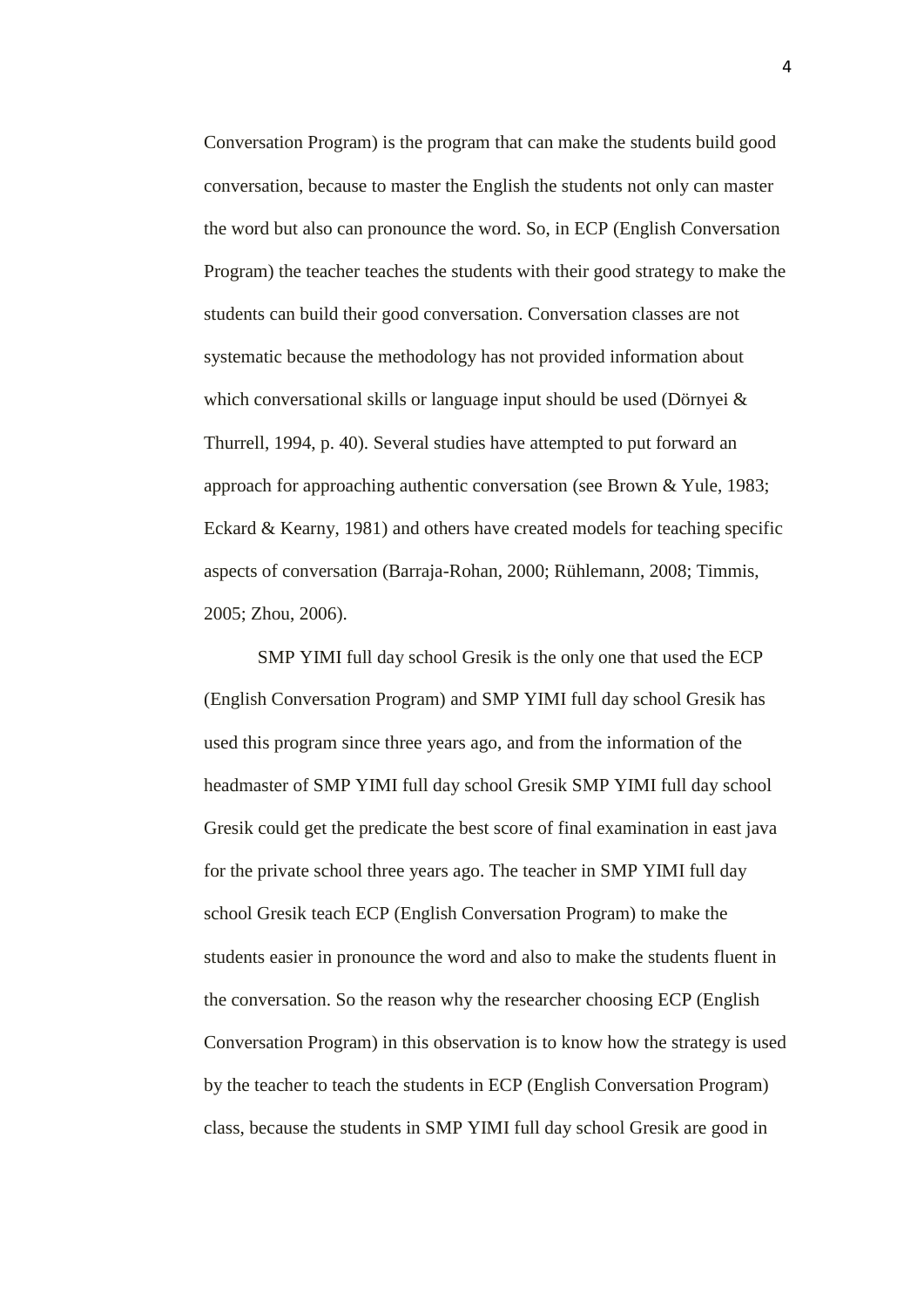Conversation Program) is the program that can make the students build good conversation, because to master the English the students not only can master the word but also can pronounce the word. So, in ECP (English Conversation Program) the teacher teaches the students with their good strategy to make the students can build their good conversation. Conversation classes are not systematic because the methodology has not provided information about which conversational skills or language input should be used (Dörnyei & Thurrell, 1994, p. 40). Several studies have attempted to put forward an approach for approaching authentic conversation (see Brown & Yule, 1983; Eckard & Kearny, 1981) and others have created models for teaching specific aspects of conversation (Barraja-Rohan, 2000; Rühlemann, 2008; Timmis, 2005; Zhou, 2006).

SMP YIMI full day school Gresik is the only one that used the ECP (English Conversation Program) and SMP YIMI full day school Gresik has used this program since three years ago, and from the information of the headmaster of SMP YIMI full day school Gresik SMP YIMI full day school Gresik could get the predicate the best score of final examination in east java for the private school three years ago. The teacher in SMP YIMI full day school Gresik teach ECP (English Conversation Program) to make the students easier in pronounce the word and also to make the students fluent in the conversation. So the reason why the researcher choosing ECP (English Conversation Program) in this observation is to know how the strategy is used by the teacher to teach the students in ECP (English Conversation Program) class, because the students in SMP YIMI full day school Gresik are good in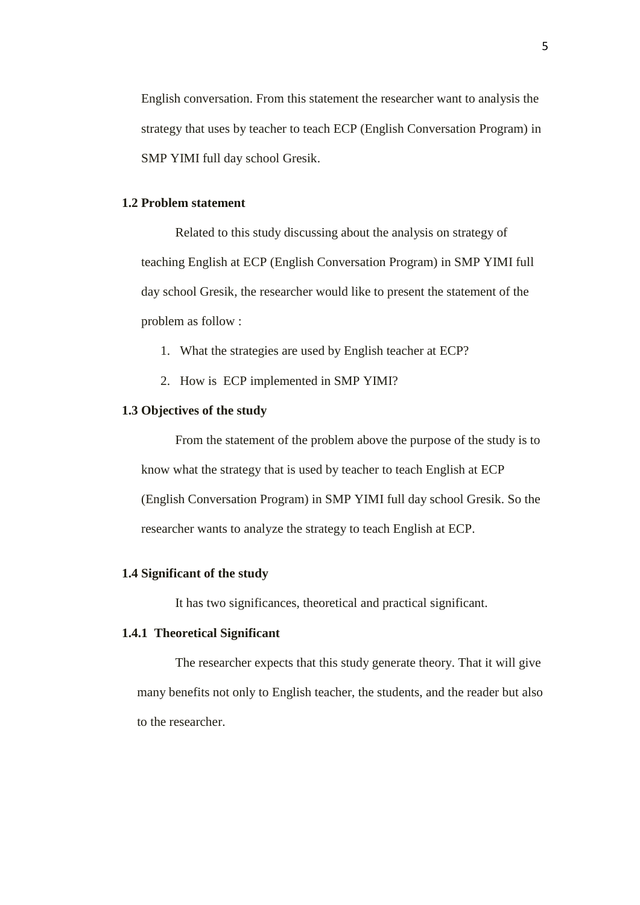English conversation. From this statement the researcher want to analysis the strategy that uses by teacher to teach ECP (English Conversation Program) in SMP YIMI full day school Gresik.

### 1.2 Problem statement

Related to this study discussing about the analysis on strategy of teaching English at ECP (English Conversation Program) in SMP YIMI full day school Gresik, the researcher would like to present the statement of the problem as follow :

1. What the strategies are used by English teacher at ECP?
2. How is ECP implemented in SMP YIMI?

### 1.3 Objectives of the study

From the statement of the problem above the purpose of the study is to know what the strategy that is used by teacher to teach English at ECP (English Conversation Program) in SMP YIMI full day school Gresik. So the researcher wants to analyze the strategy to teach English at ECP.

### 1.4 Significant of the study

It has two significances, theoretical and practical significant.

#### 1.4.1 Theoretical Significant

The researcher expects that this study generate theory. That it will give many benefits not only to English teacher, the students, and the reader but also to the researcher.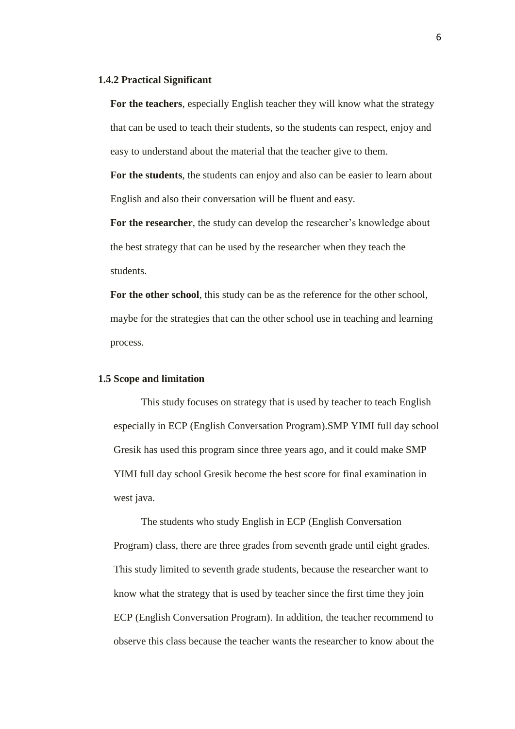### 1.4.2 Practical Significant

**For the teachers**, especially English teacher they will know what the strategy that can be used to teach their students, so the students can respect, enjoy and easy to understand about the material that the teacher give to them.

**For the students**, the students can enjoy and also can be easier to learn about English and also their conversation will be fluent and easy.

**For the researcher**, the study can develop the researcher's knowledge about the best strategy that can be used by the researcher when they teach the students.

**For the other school**, this study can be as the reference for the other school, maybe for the strategies that can the other school use in teaching and learning process.

## 1.5 Scope and limitation

This study focuses on strategy that is used by teacher to teach English especially in ECP (English Conversation Program).SMP YIMI full day school Gresik has used this program since three years ago, and it could make SMP YIMI full day school Gresik become the best score for final examination in west java.

The students who study English in ECP (English Conversation Program) class, there are three grades from seventh grade until eight grades. This study limited to seventh grade students, because the researcher want to know what the strategy that is used by teacher since the first time they join ECP (English Conversation Program). In addition, the teacher recommend to observe this class because the teacher wants the researcher to know about the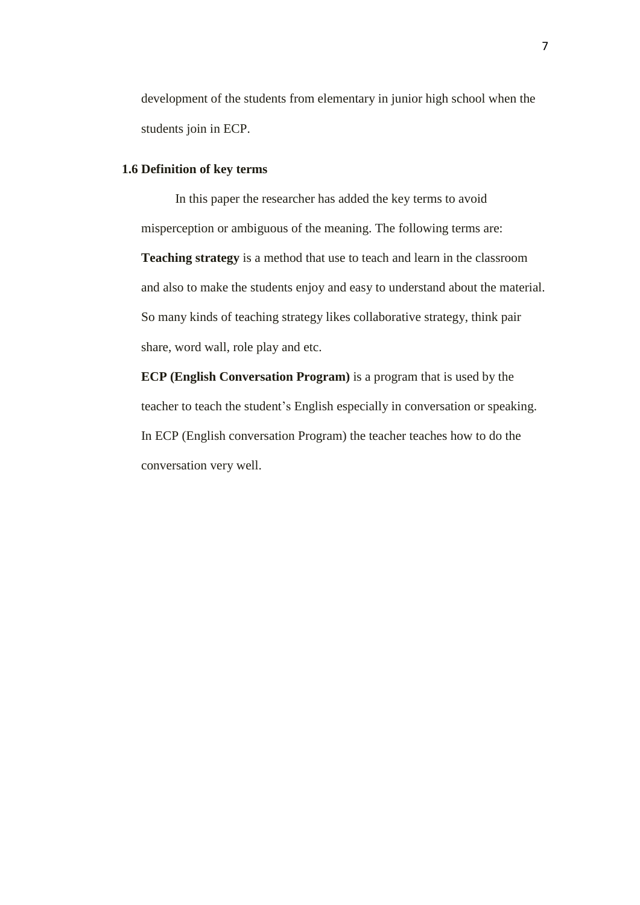development of the students from elementary in junior high school when the students join in ECP.

### 1.6 Definition of key terms

In this paper the researcher has added the key terms to avoid misperception or ambiguous of the meaning. The following terms are:

**Teaching strategy** is a method that use to teach and learn in the classroom and also to make the students enjoy and easy to understand about the material. So many kinds of teaching strategy likes collaborative strategy, think pair share, word wall, role play and etc.

**ECP (English Conversation Program)** is a program that is used by the teacher to teach the student's English especially in conversation or speaking. In ECP (English conversation Program) the teacher teaches how to do the conversation very well.